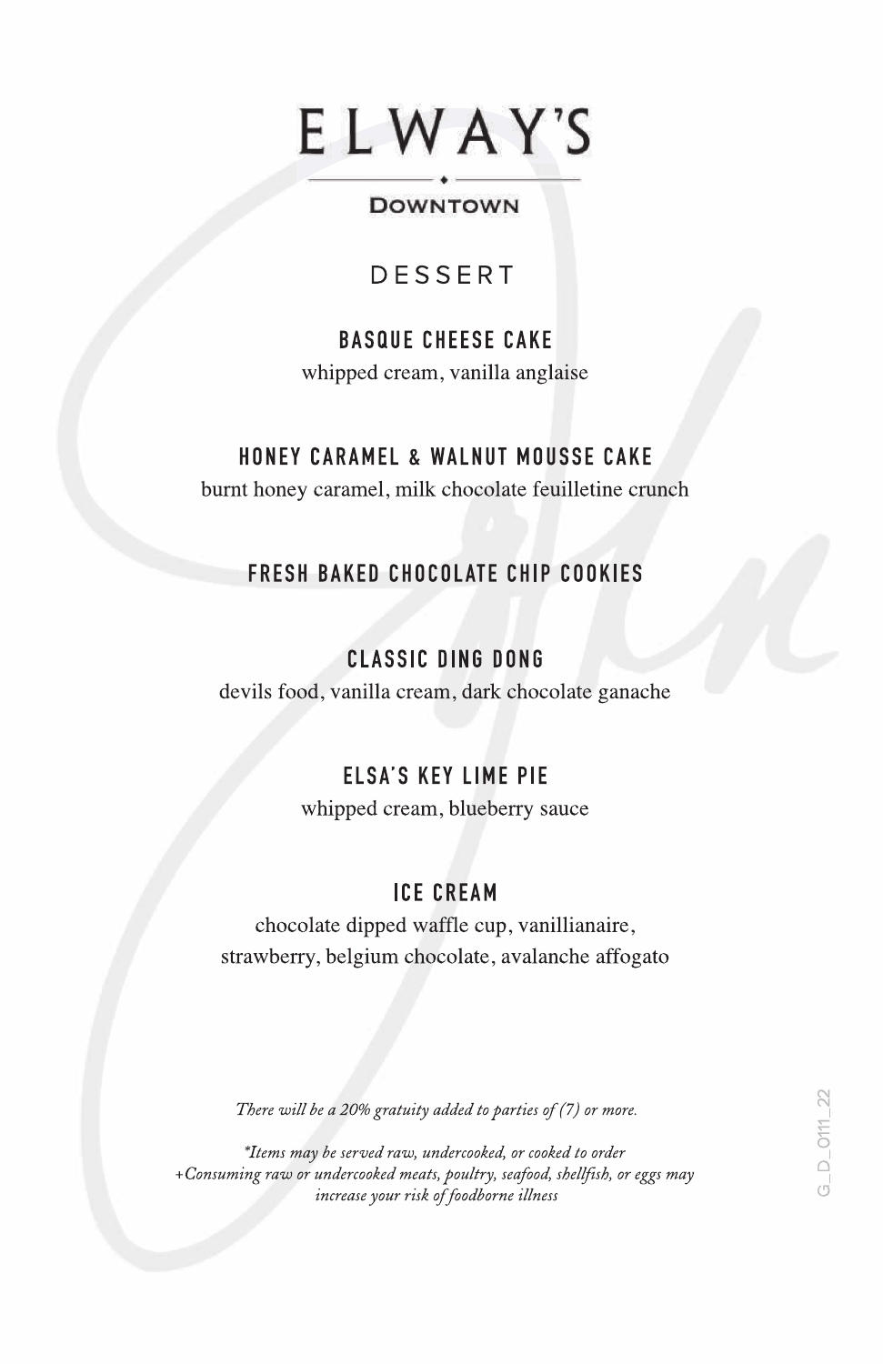# ELWAY'S

**DOWNTOWN**

## DESSERT

### BASQUE CHEESE CAKE
whipped cream, vanilla anglaise

### HONEY CARAMEL & WALNUT MOUSSE CAKE
burnt honey caramel, milk chocolate feuilletine crunch

### FRESH BAKED CHOCOLATE CHIP COOKIES

### CLASSIC DING DONG
devils food, vanilla cream, dark chocolate ganache

### ELSA'S KEY LIME PIE
whipped cream, blueberry sauce

### ICE CREAM
chocolate dipped waffle cup, vanillianaire,
strawberry, belgium chocolate, avalanche affogato

*There will be a 20% gratuity added to parties of (7) or more.*

*\*Items may be served raw, undercooked, or cooked to order*
*+Consuming raw or undercooked meats, poultry, seafood, shellfish, or eggs may increase your risk of foodborne illness*

G_D_0111_22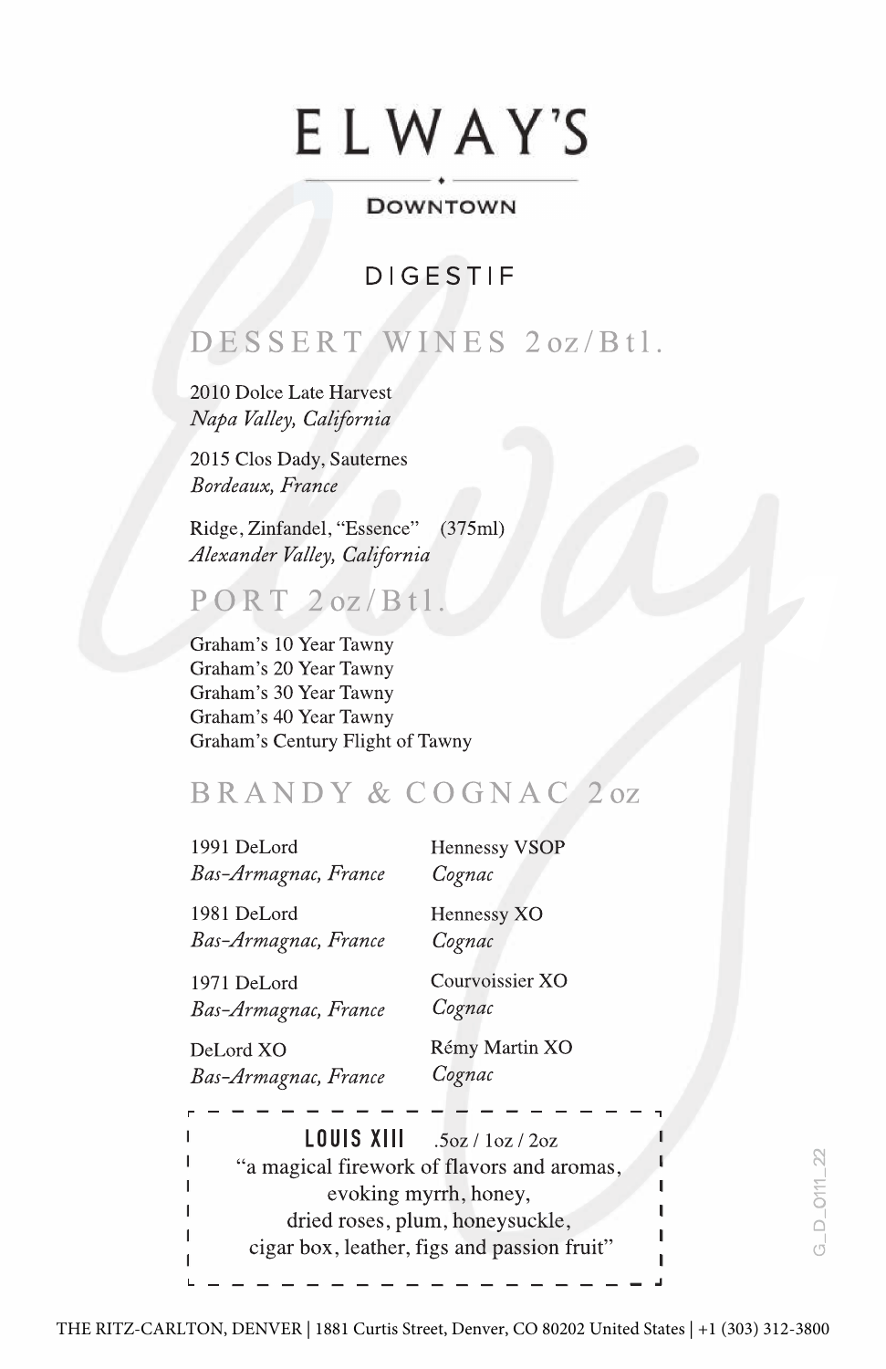# ELWAY'S

**DOWNTOWN**

## DIGESTIF

### DESSERT WINES 2oz/Btl.

2010 Dolce Late Harvest
*Napa Valley, California*

2015 Clos Dady, Sauternes
*Bordeaux, France*

Ridge, Zinfandel, "Essence" (375ml)
*Alexander Valley, California*

### PORT 2oz/Btl.

Graham's 10 Year Tawny
Graham's 20 Year Tawny
Graham's 30 Year Tawny
Graham's 40 Year Tawny
Graham's Century Flight of Tawny

### BRANDY & COGNAC 2oz

1991 DeLord
*Bas-Armagnac, France*

1981 DeLord
*Bas-Armagnac, France*

1971 DeLord
*Bas-Armagnac, France*

DeLord XO
*Bas-Armagnac, France*

Hennessy VSOP
*Cognac*

Hennessy XO
*Cognac*

Courvoissier XO
*Cognac*

Rémy Martin XO
*Cognac*

**LOUIS XIII** .5oz / 1oz / 2oz
"a magical firework of flavors and aromas, evoking myrrh, honey, dried roses, plum, honeysuckle, cigar box, leather, figs and passion fruit"

G_D_O111_22

THE RITZ-CARLTON, DENVER | 1881 Curtis Street, Denver, CO 80202 United States | +1 (303) 312-3800